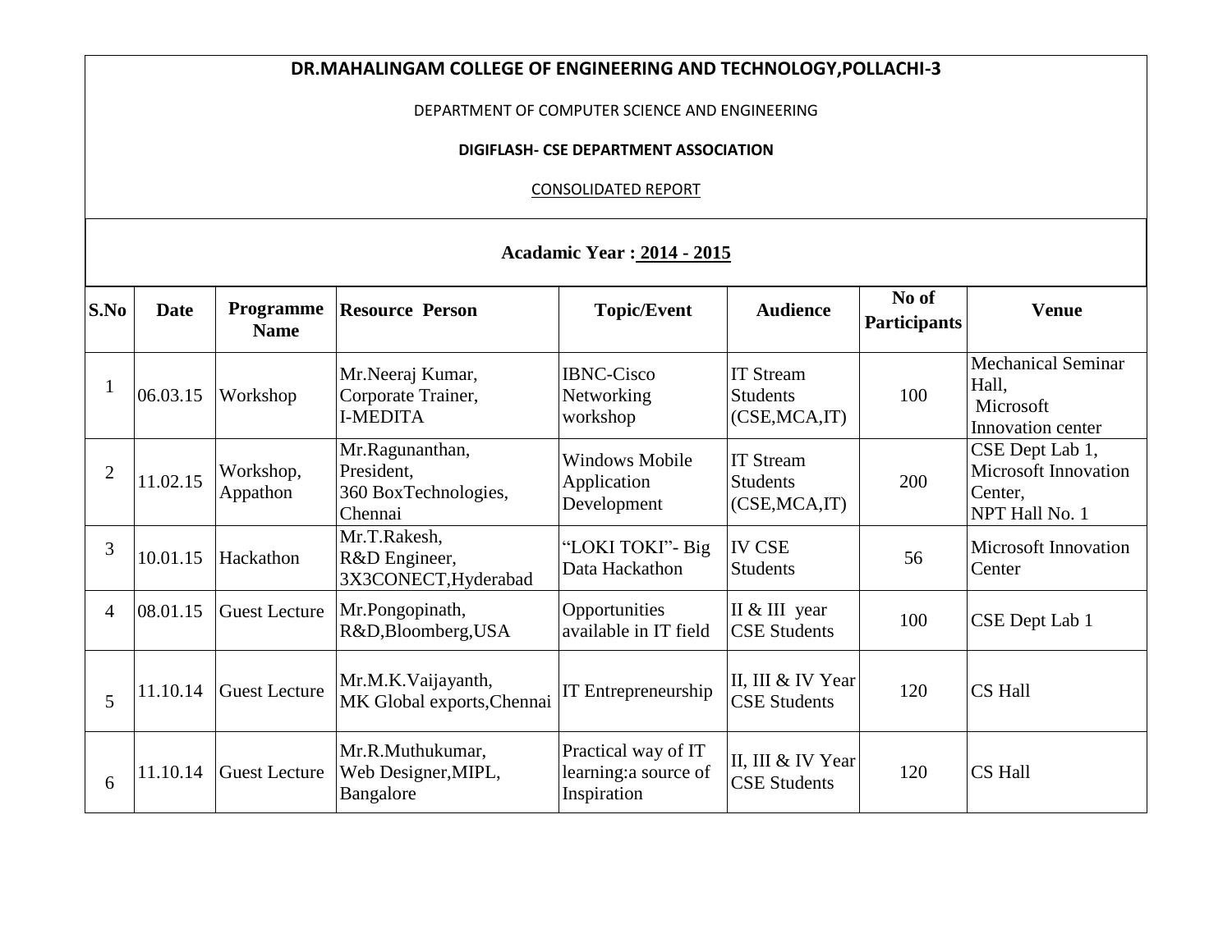# DR.MAHALINGAM COLLEGE OF ENGINEERING AND TECHNOLOGY,POLLACHI-3

DEPARTMENT OF COMPUTER SCIENCE AND ENGINEERING

**DIGIFLASH- CSE DEPARTMENT ASSOCIATION**

CONSOLIDATED REPORT

**Acadamic Year : 2014 - 2015**

| S.No | Date | Programme Name | Resource Person | Topic/Event | Audience | No of Participants | Venue |
|---|---|---|---|---|---|---|---|
| 1 | 06.03.15 | Workshop | Mr.Neeraj Kumar, Corporate Trainer, I-MEDITA | IBNC-Cisco Networking workshop | IT Stream Students (CSE,MCA,IT) | 100 | Mechanical Seminar Hall, Microsoft Innovation center |
| 2 | 11.02.15 | Workshop, Appathon | Mr.Ragunanthan, President, 360 BoxTechnologies, Chennai | Windows Mobile Application Development | IT Stream Students (CSE,MCA,IT) | 200 | CSE Dept Lab 1, Microsoft Innovation Center, NPT Hall No. 1 |
| 3 | 10.01.15 | Hackathon | Mr.T.Rakesh, R&D Engineer, 3X3CONECT,Hyderabad | "LOKI TOKI"- Big Data Hackathon | IV CSE Students | 56 | Microsoft Innovation Center |
| 4 | 08.01.15 | Guest Lecture | Mr.Pongopinath, R&D,Bloomberg,USA | Opportunities available in IT field | II & III year CSE Students | 100 | CSE Dept Lab 1 |
| 5 | 11.10.14 | Guest Lecture | Mr.M.K.Vaijayanth, MK Global exports,Chennai | IT Entrepreneurship | II, III & IV Year CSE Students | 120 | CS Hall |
| 6 | 11.10.14 | Guest Lecture | Mr.R.Muthukumar, Web Designer,MIPL, Bangalore | Practical way of IT learning:a source of Inspiration | II, III & IV Year CSE Students | 120 | CS Hall |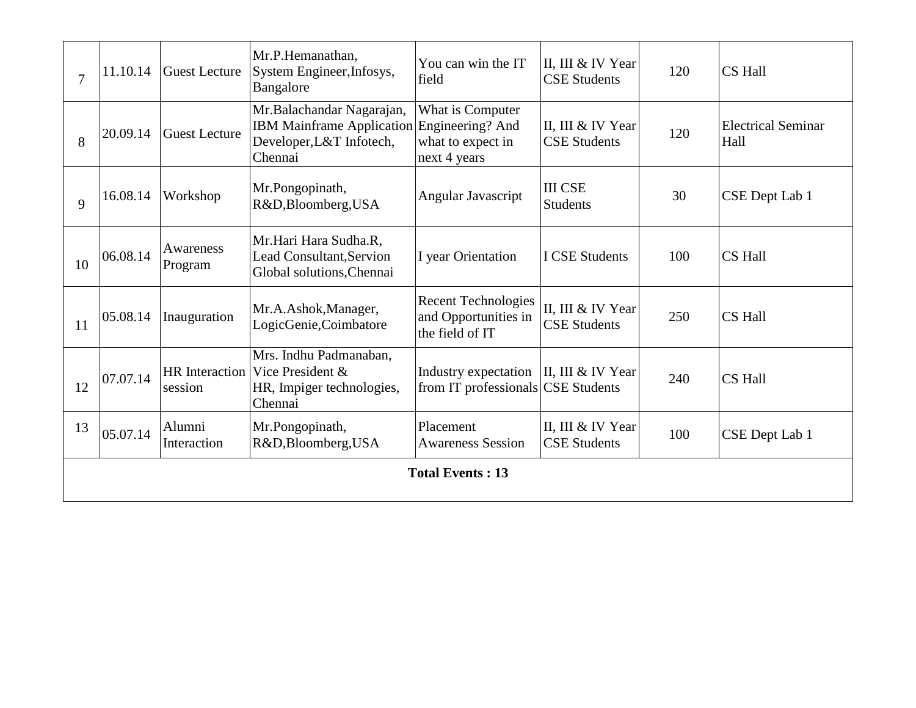| | | | | | | | |
|---|---|---|---|---|---|---|---|
| 7 | 11.10.14 | Guest Lecture | Mr.P.Hemanathan, System Engineer,Infosys, Bangalore | You can win the IT field | II, III & IV Year CSE Students | 120 | CS Hall |
| 8 | 20.09.14 | Guest Lecture | Mr.Balachandar Nagarajan, IBM Mainframe Application Developer,L&T Infotech, Chennai | What is Computer Engineering? And what to expect in next 4 years | II, III & IV Year CSE Students | 120 | Electrical Seminar Hall |
| 9 | 16.08.14 | Workshop | Mr.Pongopinath, R&D,Bloomberg,USA | Angular Javascript | III CSE Students | 30 | CSE Dept Lab 1 |
| 10 | 06.08.14 | Awareness Program | Mr.Hari Hara Sudha.R, Lead Consultant,Servion Global solutions,Chennai | I year Orientation | I CSE Students | 100 | CS Hall |
| 11 | 05.08.14 | Inauguration | Mr.A.Ashok,Manager, LogicGenie,Coimbatore | Recent Technologies and Opportunities in the field of IT | II, III & IV Year CSE Students | 250 | CS Hall |
| 12 | 07.07.14 | HR Interaction session | Mrs. Indhu Padmanaban, Vice President & HR, Impiger technologies, Chennai | Industry expectation from IT professionals | II, III & IV Year CSE Students | 240 | CS Hall |
| 13 | 05.07.14 | Alumni Interaction | Mr.Pongopinath, R&D,Bloomberg,USA | Placement Awareness Session | II, III & IV Year CSE Students | 100 | CSE Dept Lab 1 |
| **Total Events : 13** | | | | | | | |